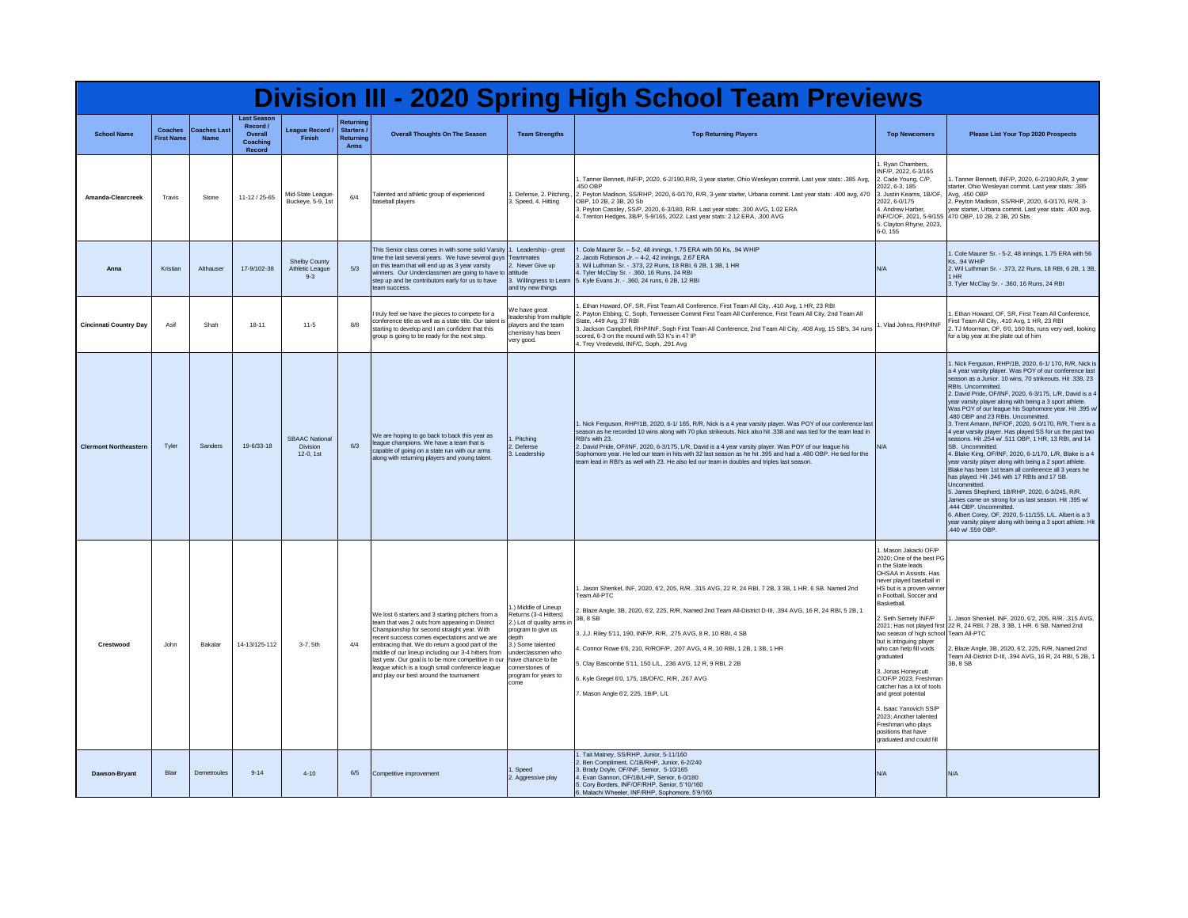# Division III - 2020 Spring High School Team Previews

| School Name | Coaches First Name | Coaches Last Name | Last Season Record / Overall Coaching Record | League Record / Finish | Returning Starters / Returning Arms | Overall Thoughts On The Season | Team Strengths | Top Returning Players | Top Newcomers | Please List Your Top 2020 Prospects |
|---|---|---|---|---|---|---|---|---|---|---|
| Amanda-Clearcreek | Travis | Stone | 11-12 / 25-65 | Mid-State League-Buckeye, 5-9, 1st | 6/4 | Talented and athletic group of experienced baseball players | 1. Defense, 2. Pitching., 3. Speed, 4. Hitting | 1. Tanner Bennett, INF/P, 2020, 6-2/190,R/R, 3 year starter, Ohio Wesleyan commit. Last year stats: .385 Avg, .450 OBP<br>2. Peyton Madison, SS/RHP, 2020, 6-0/170, R/R, 3-year starter, Urbana commit. Last year stats: .400 avg, 470 OBP, 10 2B, 2 3B, 20 Sb<br>3. Peyton Cassley, SS/P, 2020, 6-3/180, R/R. Last year stats: .300 AVG, 1.02 ERA<br>4. Trenton Hedges, 3B/P, 5-9/165, 2022. Last year stats: 2.12 ERA, .300 AVG | 1. Ryan Chambers, INF/P, 2022, 6-3/165<br>2. Cade Young, C/P, 2022, 6-3, 185<br>3. Justin Kearns, 1B/OF, 2022, 6-0/175<br>4. Andrew Harber, INF/C/OF, 2021, 5-9/155<br>5. Clayton Rhyne, 2023, 6-0, 155 | 1. Tanner Bennett, INF/P, 2020, 6-2/190,R/R, 3 year starter, Ohio Wesleyan commit. Last year stats: .385 Avg, .450 OBP<br>2. Peyton Madison, SS/RHP, 2020, 6-0/170, R/R, 3-year starter, Urbana commit. Last year stats: .400 avg, 470 OBP, 10 2B, 2 3B, 20 Sbs |
| Anna | Kristian | Althauser | 17-9/102-38 | Shelby County Athletic League 9-3 | 5/3 | This Senior class comes in with some solid Varsity time the last several years. We have several guys on this team that will end up as 3 year varsity winners. Our Underclassmen are going to have to step up and be contributors early for us to have team success. | 1. Leadership - great Teammates<br>2. Never Give up attitude<br>3. Willingness to Learn and try new things | 1. Cole Maurer Sr. – 5-2, 48 innings, 1.75 ERA with 56 Ks, .94 WHIP<br>2. Jacob Robinson Jr. – 4-2, 42 innings, 2.67 ERA<br>3. Wil Luthman Sr. - .373, 22 Runs, 18 RBI, 6 2B, 1 3B, 1 HR<br>4. Tyler McClay Sr. - .360, 16 Runs, 24 RBI<br>5. Kyle Evans Jr. - .360, 24 runs, 6 2B, 12 RBI | N/A | 1. Cole Maurer Sr. - 5-2, 48 innings, 1.75 ERA with 56 Ks, .94 WHIP<br>2. Wil Luthman Sr. - .373, 22 Runs, 18 RBI, 6 2B, 1 3B, 1 HR<br>3. Tyler McClay Sr. - .360, 16 Runs, 24 RBI |
| Cincinnati Country Day | Asif | Shah | 18-11 | 11-5 | 8/8 | I truly feel we have the pieces to compete for a conference title as well as a state title. Our talent is starting to develop and I am confident that this group is going to be ready for the next step. | We have great leadership from multiple players and the team chemistry has been very good. | 1. Ethan Howard, OF, SR, First Team All Conference, First Team All City, .410 Avg, 1 HR, 23 RBI<br>2. Payton Ebbing, C, Soph, Tennessee Commit First Team All Conference, First Team All City, 2nd Team All State, .449 Avg, 37 RBI<br>3. Jackson Campbell, RHP/INF, Soph First Team All Conference, 2nd Team All City, .408 Avg, 15 SB's, 34 runs scored, 6-3 on the mound with 53 K's in 47 IP<br>4. Trey Vredeveld, INF/C, Soph, .291 Avg | 1. Vlad Johns, RHP/INF | 1. Ethan Howard, OF, SR, First Team All Conference, First Team All City, .410 Avg, 1 HR, 23 RBI<br>2. TJ Moorman, OF, 6'0, 160 lbs, runs very well, looking for a big year at the plate out of him |
| Clermont Northeastern | Tyler | Sanders | 19-6/33-18 | SBAAC National Division 12-0, 1st | 6/3 | We are hoping to go back to back this year as league champions. We have a team that is capable of going on a state run with our arms along with returning players and young talent. | 1. Pitching<br>2. Defense<br>3. Leadership | 1. Nick Ferguson, RHP/1B, 2020, 6-1/ 165, R/R, Nick is a 4 year varsity player. Was POY of our conference last season as he recorded 10 wins along with 70 plus strikeouts. Nick also hit .338 and was tied for the team lead in RBI's with 23.<br>2. David Pride, OF/INF, 2020, 6-3/175, L/R, David is a 4 year varsity player. Was POY of our league his Sophomore year. He led our team in hits with 32 last season as he hit .395 and had a .480 OBP. He tied for the team lead in RBI's as well with 23. He also led our team in doubles and triples last season. | N/A | 1. Nick Ferguson, RHP/1B, 2020, 6-1/ 170, R/R, Nick is a 4 year varsity player. Was POY of our conference last season as a Junior. 10 wins, 70 strikeouts. Hit .338, 23 RBIs. Uncommitted.<br>2. David Pride, OF/INF, 2020, 6-3/175, L/R, David is a 4 year varsity player along with being a 3 sport athlete. Was POY of our league his Sophomore year. Hit .395 w/ .480 OBP and 23 RBIs. Uncommitted.<br>3. Trent Amann, INF/OF, 2020, 6-0/170, R/R, Trent is a 4 year varsity player. Has played SS for us the past two seasons. Hit .254 w/ .511 OBP, 1 HR, 13 RBI, and 14 SB. Uncommitted.<br>4. Blake King, OF/INF, 2020, 6-1/170, L/R, Blake is a 4 year varsity player along with being a 2 sport athlete. Blake has been 1st team all conference all 3 years he has played. Hit .346 with 17 RBIs and 17 SB. Uncommitted.<br>5. James Shepherd, 1B/RHP, 2020, 6-3/245, R/R. James came on strong for us last season. Hit .395 w/ .444 OBP. Uncommitted.<br>6. Albert Corey, OF, 2020, 5-11/155, L/L. Albert is a 3 year varsity player along with being a 3 sport athlete. Hit .440 w/ .559 OBP. |
| Crestwood | John | Bakalar | 14-13/125-112 | 3-7, 5th | 4/4 | We lost 6 starters and 3 starting pitchers from a team that was 2 outs from appearing in District Championship for second straight year. With recent success comes expectations and we are embracing that. We do return a good part of the middle of our lineup including our 3-4 hitters from last year. Our goal is to be more competitive in our league which is a tough small conference league and play our best around the tournament | 1.) Middle of Lineup Returns (3-4 Hitters)<br>2.) Lot of quality arms in program to give us depth<br>3.) Some talented underclassmen who have chance to be cornerstones of program for years to come | 1. Jason Shenkel, INF, 2020, 6'2, 205, R/R. .315 AVG, 22 R, 24 RBI, 7 2B, 3 3B, 1 HR. 6 SB. Named 2nd Team All-PTC<br>2. Blaze Angle, 3B, 2020, 6'2, 225, R/R, Named 2nd Team All-District D-III, .394 AVG, 16 R, 24 RBI, 5 2B, 1 3B, 8 SB<br>3. J.J. Riley 5'11, 190, INF/P, R/R, .275 AVG, 8 R, 10 RBI, 4 SB<br>4. Connor Rowe 6'6, 210, R/R/OF/P, .207 AVG, 4 R, 10 RBI, 1 2B, 1 3B, 1 HR<br>5. Clay Bascombe 5'11, 150 L/L, .236 AVG, 12 R, 9 RBI, 2 2B<br>6. Kyle Gregel 6'0, 175, 1B/OF/C, R/R, .267 AVG<br>7. Mason Angle 6'2, 225, 1B/P, L/L | 1. Mason Jakacki OF/P 2020; One of the best PG in the State leads OHSAA in Assists. Has never played baseball in HS but is a proven winner in Football, Soccer and Basketball.<br>2. Seth Semety INF/P 2021; Has not played first two season of high school but is intriguing player who can help fill voids graduated<br>3. Jonas Honeycutt C/OF/P 2023; Freshman catcher has a lot of tools and great potential<br>4. Isaac Yanovich SS/P 2023; Another talented Freshman who plays positions that have graduated and could fill | 1. Jason Shenkel, INF, 2020, 6'2, 205, R/R. .315 AVG, 22 R, 24 RBI, 7 2B, 3 3B, 1 HR. 6 SB. Named 2nd Team All-PTC<br>2. Blaze Angle, 3B, 2020, 6'2, 225, R/R, Named 2nd Team All-District D-III, .394 AVG, 16 R, 24 RBI, 5 2B, 1 3B, 8 SB |
| Dawson-Bryant | Blair | Demetroules | 9-14 | 4-10 | 6/5 | Competitive improvement | 1. Speed<br>2. Aggressive play | 1. Tait Matney, SS/RHP, Junior, 5-11/160<br>2. Ben Compliment, C/1B/RHP, Junior, 6-2/240<br>3. Brady Doyle, OF/INF, Senior, 5-10/165<br>4. Evan Gannon, OF/1B/LHP, Senior, 6-0/180<br>5. Cory Borders, INF/OF/RHP, Senior, 5'10/160<br>6. Malachi Wheeler, INF/RHP, Sophomore, 5'9/165 | N/A | N/A |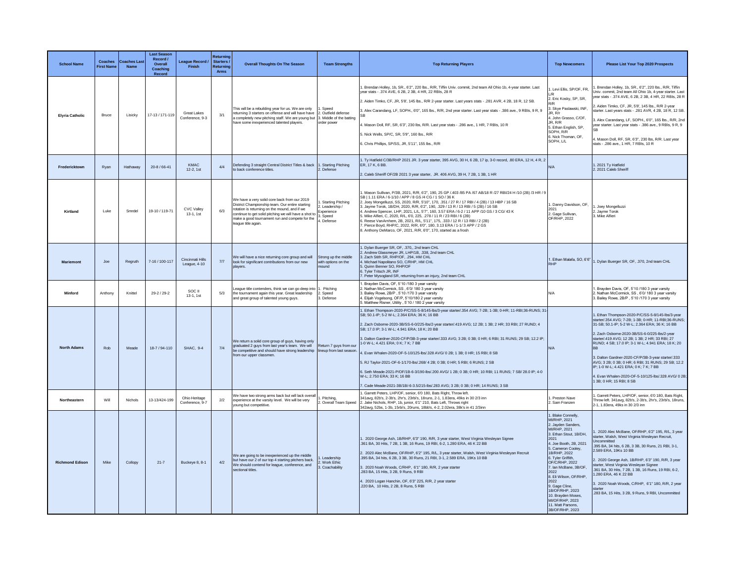| School Name | Coaches First Name | Coaches Last Name | Last Season Record / Overall Coaching Record | League Record / Finish | Returning Starters / Returning Arms | Overall Thoughts On The Season | Team Strengths | Top Returning Players | Top Newcomers | Please List Your Top 2020 Prospects |
|---|---|---|---|---|---|---|---|---|---|---|
| Elyria Catholic | Bruce | Lisicky | 17-13 / 171-119 | Great Lakes Conference, 9-3 | 3/1 | This will be a rebuilding year for us. We are only returning 3 starters on offense and will have have a completely new pitching staff. We are young but have some inexperienced talented players. | 1. Speed<br>2. Outfield defense<br>3. Middle of the batting order power | 1. Brendan Holley, 1b, SR., 6'2", 220 lbs., R/R, Tiffin Univ. commit, 2nd team All Ohio 1b, 4-year starter. Last year stats - .374 AVE, 6 2B, 2 3B, 4 HR, 22 RBIs, 28 R<br>2. Aiden Timko, CF, JR, 5'8', 145 lbs., R/R 2-year starter. Last years stats - .281 AVR, 4 2B, 18 R, 12 SB.<br>3. Alex Carandang, LF, SOPH., 6'0", 165 lbs., R/R, 2nd year starter. Last year stats - .386 ave., 9 RBIs, 9 R, 9 SB<br>4. Mason Doll, RF, SR, 6'3", 230 lbs, R/R. Last year stats - .286 ave., 1 HR, 7 RBIs, 10 R<br>5. Nick Wells, SP/C, SR, 5'9", 160 lbs., R/R<br>6. Chris Phillips, SP/SS, JR, 5'11", 155 lbs., R/R | 1. Levi Ellis, SP/OF, FR, L/R<br>2. Eric Kosky, SP, SR, R/R<br>3. Skye Paslawski, INF, JR, R/r<br>4. John Grasso, C/OF, JR, R/R<br>5. Ethan English, SP, SOPH, R/R<br>6. Nick Thoman, OF, SOPH, L/L | 1. Brendan Holley, 1b, SR., 6'2", 220 lbs., R/R, Tiffin Univ. commit, 2nd team All Ohio 1b, 4-year starter. Last year stats - .374 AVE, 6 2B, 2 3B, 4 HR, 22 RBIs, 28 R<br>2. Aiden Timko, CF, JR, 5'8', 145 lbs., R/R 2-year starter. Last years stats - .281 AVR, 4 2B, 18 R, 12 SB.<br>3. Alex Carandang, LF, SOPH., 6'0", 165 lbs., R/R, 2nd year starter. Last year stats - .386 ave., 9 RBIs, 9 R, 9 SB<br>4. Mason Doll, RF, SR, 6'3", 230 lbs, R/R. Last year stats - .286 ave., 1 HR, 7 RBIs, 10 R |
| Fredericktown | Ryan | Hathaway | 20-8 / 66-41 | KMAC 12-2, 1st | 4/4 | Defending 3 straight Central District Titles & back to back conference titles. | 1. Starting Pitching<br>2. Defense | 1. Ty Hatfield C/3B/RHP 2021 JR. 3 year starter, 395 AVG, 30 H, 6 2B, 17 ip, 3-0 record, .80 ERA, 12 H, 4 R, 2 ER, 17 K, 6 BB.<br>2. Caleb Sheriff OF/2B 2021 3 year starter, JR. 406 AVG, 39 H, 7 2B, 1 3B, 1 HR | N/A | 1. 2021 Ty Hatfield<br>2. 2021 Caleb Sheriff |
| Kirtland | Luke | Smrdel | 19-10 / 119-71 | CVC Valley 13-1, 1st | 6/3 | We have a very solid core back from our 2019 District Championship team. Our entire starting rotation is returning on the mound, and if we continue to get solid pitching we will have a shot to make a good tournament run and compete for the league title again. | 1. Starting Pitching<br>2. Leadership / Experience<br>3. Speed<br>4. Defense | 1. Mason Sullivan, P/3B, 2021, R/R, 6'2", 190, 25 GP / .403 /85 PA /67 AB/18 R /27 RBI/24 H /10 (2B) /3 HR / 9 SB \| 1.11 ERA / 6-1/10 / APP / 8 GS /4 CG / 1 SO / 36 K<br>2. Joey Mongelluzzi, SS, 2020, R/R, 5'10", 170, .351 / 27 R / 17 RBI / 4 (2B) / 13 HBP / 16 SB<br>3. Jayme Torok, 1B/DH, 2020, R/R, 6'2", 190, .329 / 13 R / 13 RBI / 5 (2B) / 16 SB<br>4. Andrew Spencer, LHP, 2021, L/L, 5'7", 160, 3.57 ERA / 6-2 / 11 APP /10 GS / 3 CG/ 43 K<br>5. Mike Alfieri, C, 2020, R/L, 6'0, 225, .278 / 11 R / 23 RBI / 6 (2B)<br>6. Reese VanArnhem, 2B, 2021, R/L, 5'11", 175, .333 / 12 R / 13 RBI / 2 (2B)<br>7. Pierce Boyd, RHP/C, 2022, R/R, 6'0", 180, 3.13 ERA / 1-1/ 3 APP / 2 GS<br>8. Anthony DeMarco, OF, 2021, R/R, 6'0", 170, started as a frosh | 1. Danny Davidson, OF, 2021<br>2. Gage Sullivan, OF/RHP, 2022 | 1. Joey Mongelluzzi<br>2. Jayme Torok<br>3. Mike Alfieri |
| Mariemont | Joe | Regruth | 7-16 / 100-117 | Cincinnati Hills League, 4-10 | 7/7 | We will have a nice returning core group and will look for significant contributions from our new players. | Strong up the middle with options on the mound | 1. Dylan Buerger SR, OF, .370,, 2nd team CHL<br>2. Andrew Glassmeyer JR, LHP/1B, .338, 2nd team CHL<br>3. Zach Stith SR, RHP/OF, .294, HM CHL<br>4. Michael Napolitano SO, C/RHP, HM CHL<br>5. Quinn Benner SO, RHP/OF<br>6. Tyler Tritsch JR, INF<br>7. Peter Mysogland SR, returning from an injury, 2nd team CHL | 1. Ethan Malafa, SO, 6'6" RHP | 1. Dylan Buerger SR, OF, .370, 2nd team CHL |
| Minford | Anthony | Knittel | 29-2 / 29-2 | SOC II 13-1, 1st | 5/3 | League title contenders, think we can go deep into the tournament again this year. Great leadership and great group of talented young guys. | 1. Pitching<br>2. Speed<br>3. Defense | 1. Brayden Davis, OF, 5'10 /180 3 year varsity<br>2. Nathan McCormick, SS , 6'0/ 180 3 year varsity<br>3. Bailey Rowe, 2B/P , 5'10 /170 3 year varsity<br>4. Elijah Vogelsong, OF/P, 5'10/180 2 year varsity<br>5. Matthew Risner, Utility , 5'10 / 180 2 year varsity | N/A | 1. Brayden Davis, OF, 5'10 /180 3 year varsity<br>2. Nathan McCormick, SS , 6'0/ 180 3 year varsity<br>3. Bailey Rowe, 2B/P , 5'10 /170 3 year varsity |
| North Adams | Rob | Meade | 18-7 / 94-110 | SHAC, 9-4 | 7/4 | We return a solid core group of guys, having only graduated 2 guys from last year's team. We will be competitive and should have strong leadership from our upper classmen. | Return 7 guys from our lineup from last season. | 1. Ethan Thompson-2020-P/C/SS-5-8/145-lbs/3-year starter/.354 AVG; 7-2B; 1-3B; 0-HR; 11-RBI;36-RUNS; 31-SB; 50.1-IP; 5-2 W-L; 2.364 ERA; 36 K; 16 BB<br>2. Zach Osborne-2020-3B/SS-6-0/225-lbs/2-year starter/.419 AVG; 12 2B; 1 3B; 2 HR; 33 RBI; 27 RUND; 4 SB; 17.0 IP; 3-1 W-L; 4.941 ERA; 18 K; 20 BB<br>3. Dalton Gardner-2020-CF/P/3B-3-year starter/.333 AVG; 3 2B; 0 3B; 0 HR; 6 RBI; 31 RUNS; 29 SB; 12.2 IP; 1-0 W-L; 4.421 ERA; 0 K; 7 K; 7 BB<br>4. Evan Whalen-2020-OF-5-10/125-lbs/.328 AVG/ 0 2B; 1 3B; 0 HR; 15 RBI; 8 SB<br>5. RJ Taylor-2021-OF-6-1/170-lbs/.268/ 4 2B; 0 3B; 0 HR; 5 RBI; 6 RUNS; 2 SB<br>6. Seth Meade-2021-P/OF/1B-6-3/190-lbs/.200 AVG/ 1 2B; 0 3B; 0 HR; 10 RBI; 11 RUNS; 7 SB/ 28.0 IP; 4-0 W-L; 2.750 ERA; 33 K; 16 BB<br>7. Cade Meade-2021-3B/1B/-6-3.5/215-lbs/.283 AVG; 3 2B; 0 3B; 0 HR; 14 RUNS; 3 SB | N/A | 1. Ethan Thompson-2020-P/C/SS-5-8/145-lbs/3-year starter/.354 AVG; 7-2B; 1-3B; 0-HR; 11-RBI;36-RUNS; 31-SB; 50.1-IP; 5-2 W-L; 2.364 ERA; 36 K; 16 BB<br>2. Zach Osborne-2020-3B/SS-6-0/225-lbs/2-year starter/.419 AVG; 12 2B; 1 3B; 2 HR; 33 RBI; 27 RUND; 4 SB; 17.0 IP; 3-1 W-L; 4.941 ERA; 18 K; 20 BB<br>3. Dalton Gardner-2020-CF/P/3B-3-year starter/.333 AVG; 3 2B; 0 3B; 0 HR; 6 RBI; 31 RUNS; 29 SB; 12.2 IP; 1-0 W-L; 4.421 ERA; 0 K; 7 K; 7 BB<br>4. Evan Whalen-2020-OF-5-10/125-lbs/.328 AVG/ 0 2B; 1 3B; 0 HR; 15 RBI; 8 SB |
| Northeastern | Will | Nichols | 13-13/424-199 | Ohio Heritage Conference, 9-7 | 2/2 | We have two strong arms back but will lack overall experience at the varsity level. We will be very young but competitive. | 1. Pitching,<br>2. Overall Team Speed | 1. Garrett Peters, LHP/OF, senior, 6'0 180, Bats Right, Throw left. 341avg, 82b's, 2-3b's, 2hr's, 23rbi's, 18runs, 2-1, 1.83era, 49ks in 30 2/3 inn<br>2. Jake Nichols, RHP, 1b, junior, 6'1" 210, Bats Left, Throws right 342avg, 52bs, 1-3b, 15rb's, 20runs, 18bb's, 4-2, 2.02era, 38k's in 41 2/3inn | 1. Preston Nave<br>2. Sam Franzen | 1. Garrett Peters, LHP/OF, senior, 6'0 180, Bats Right, Throw left. 341avg, 82b's, 2-3b's, 2hr's, 23rbi's, 18runs, 2-1, 1.83era, 49ks in 30 2/3 inn |
| Richmond Edison | Mike | Collopy | 21-7 | Buckeye 8, 8-1 | 4/2 | We are going to be inexperienced up the middle but have our 2 of our top 4 starting pitchers back. We should contend for league, conference, and sectional titles. | 1. Leadership<br>2. Work Ethic<br>3. Coachability | 1. 2020 George Ash, 1B/RHP, 6'3" 190, R/R, 3 year starter, West Virginia Wesleyan Signee .361 BA, 30 Hits, 7 2B, 1 3B, 16 Runs, 19 RBI, 6-2, 1.280 ERA, 46 K 22 BB<br>2. 2020 Alec McBane, OF/RHP, 6'2" 195, R/L, 3 year starter, Walsh, West Virginia Wesleyan Recruit .395 BA, 34 hits, 6 2B, 3 3B, 30 Runs, 21 RBI, 3-1, 2.589 ERA, 19Ks 10 BB<br>3. 2020 Noah Woods, C/RHP, 6'1" 180, R/R, 2 year starter .283 BA, 15 Hits, 3 2B, 9 Runs, 9 RBI<br>4. 2020 Logan Hanchin, OF, 6'3" 225, R/R, 2 year starter .220 BA, 10 Hits, 2 2B, 8 Runs, 5 RBI | 1. Blake Connelly, MI/RHP, 2021<br>2. Jayden Sanders, MI/RHP, 2021<br>3. Ethan Stout, 1B/DH, 2021<br>4. Joe Booth, 2B, 2021<br>5. Cameron Cooley, 1B/RHP, 2022<br>6. Tyler Griffith, OF/C/RHP, 2022<br>7. Ian McBane, 3B/OF, 2022<br>8. Eli Wilson, OF/RHP, 2022<br>9. Gage Cline, 1B/OF/RHP, 2023<br>10. Brayden Moses, MI/OF/RHP, 2023<br>11. Matt Parsons, 3B/OF/RHP, 2023 | 1. 2020 Alec McBane, OF/RHP, 6'2" 195, R/L, 3 year starter, Walsh, West Virginia Wesleyan Recruit, Uncommitted .395 BA, 34 hits, 6 2B, 3 3B, 30 Runs, 21 RBI, 3-1, 2.589 ERA, 19Ks 10 BB<br>2. 2020 George Ash, 1B/RHP, 6'3" 190, R/R, 3 year starter, West Virginia Wesleyan Signee .361 BA, 30 Hits, 7 2B, 1 3B, 16 Runs, 19 RBI, 6-2, 1.280 ERA, 46 K 22 BB<br>3. 2020 Noah Woods, C/RHP, 6'1" 180, R/R, 2 year starter .283 BA, 15 Hits, 3 2B, 9 Runs, 9 RBI, Uncommitted |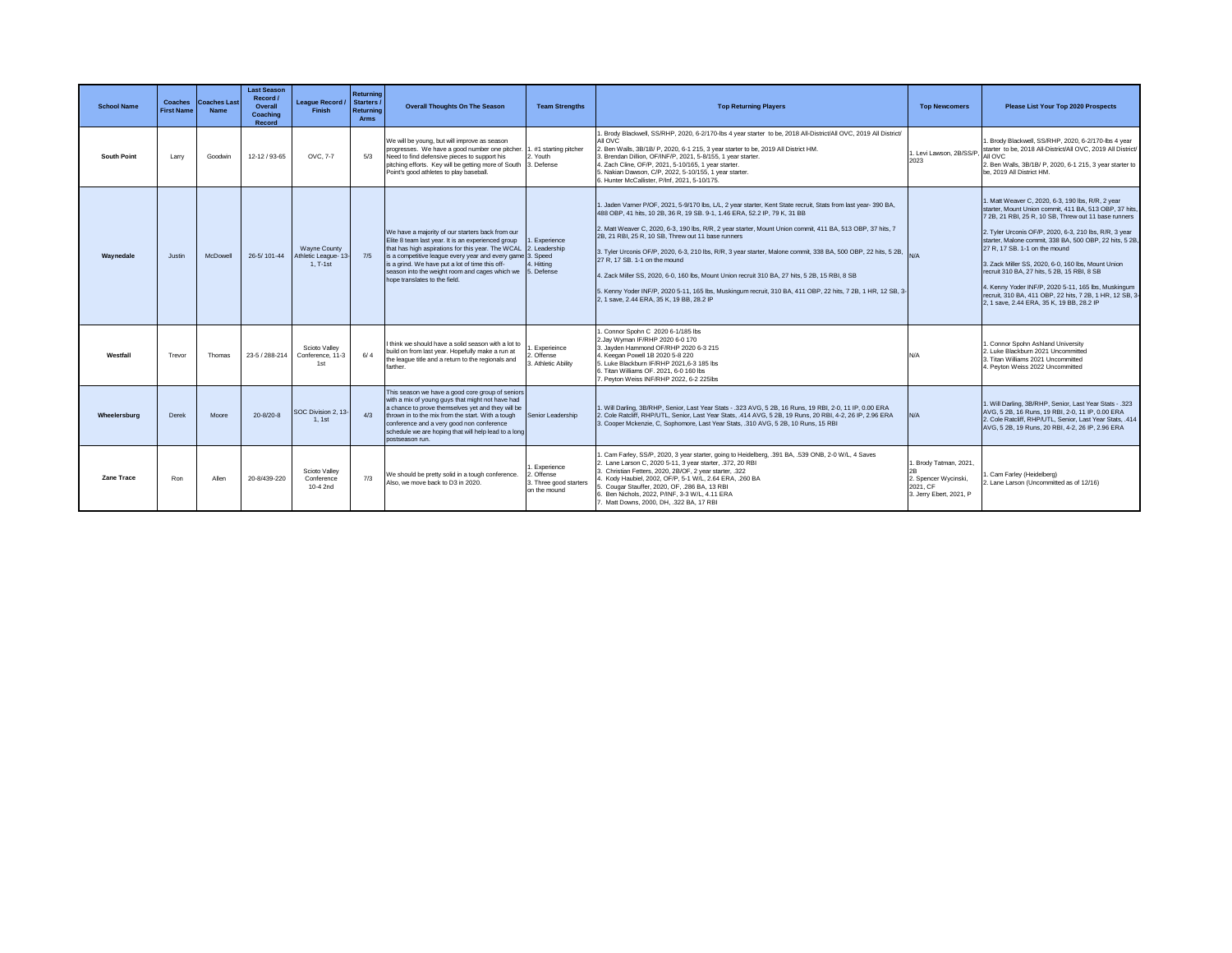| School Name | Coaches First Name | Coaches Last Name | Last Season Record / Overall Coaching Record | League Record / Finish | Returning Starters / Returning Arms | Overall Thoughts On The Season | Team Strengths | Top Returning Players | Top Newcomers | Please List Your Top 2020 Prospects |
|---|---|---|---|---|---|---|---|---|---|---|
| South Point | Larry | Goodwin | 12-12 / 93-65 | OVC, 7-7 | 5/3 | We will be young, but will improve as season progresses. We have a good number one pitcher. Need to find defensive pieces to support his pitching efforts. Key will be getting more of South Point's good athletes to play baseball. | 1. #1 starting pitcher 2. Youth 3. Defense | 1. Brody Blackwell, SS/RHP, 2020, 6-2/170-lbs 4 year starter to be, 2018 All-District/All OVC, 2019 All District/ All OVC 2. Ben Walls, 3B/1B/ P, 2020, 6-1 215, 3 year starter to be, 2019 All District HM. 3. Brendan Dillion, OF/INF/P, 2021, 5-8/155, 1 year starter. 4. Zach Cline, OF/P, 2021, 5-10/165, 1 year starter. 5. Nakian Dawson, C/P, 2022, 5-10/155, 1 year starter. 6. Hunter McCallister, P/Inf, 2021, 5-10/175. | 1. Levi Lawson, 2B/SS/P, 2023 | 1. Brody Blackwell, SS/RHP, 2020, 6-2/170-lbs 4 year starter to be, 2018 All-District/All OVC, 2019 All District/ All OVC 2. Ben Walls, 3B/1B/ P, 2020, 6-1 215, 3 year starter to be, 2019 All District HM. |
| Waynedale | Justin | McDowell | 26-5/ 101-44 | Wayne County Athletic League- 13-1, T-1st | 7/5 | We have a majority of our starters back from our Elite 8 team last year. It is an experienced group that has high aspirations for this year. The WCAL is a competitive league every year and every game is a grind. We have put a lot of time this off-season into the weight room and cages which we hope translates to the field. | 1. Experience 2. Leadership 3. Speed 4. Hitting 5. Defense | 1. Jaden Varner P/OF, 2021, 5-9/170 lbs, L/L, 2 year starter, Kent State recruit, Stats from last year- 390 BA, 488 OBP, 41 hits, 10 2B, 36 R, 19 SB. 9-1, 1.46 ERA, 52.2 IP, 79 K, 31 BB 2. Matt Weaver C, 2020, 6-3, 190 lbs, R/R, 2 year starter, Mount Union commit, 411 BA, 513 OBP, 37 hits, 7 2B, 21 RBI, 25 R, 10 SB, Threw out 11 base runners 3. Tyler Urconis OF/P, 2020, 6-3, 210 lbs, R/R, 3 year starter, Malone commit, 338 BA, 500 OBP, 22 hits, 5 2B, 27 R, 17 SB. 1-1 on the mound 4. Zack Miller SS, 2020, 6-0, 160 lbs, Mount Union recruit 310 BA, 27 hits, 5 2B, 15 RBI, 8 SB 5. Kenny Yoder INF/P, 2020 5-11, 165 lbs, Muskingum recruit, 310 BA, 411 OBP, 22 hits, 7 2B, 1 HR, 12 SB, 3-2, 1 save, 2.44 ERA, 35 K, 19 BB, 28.2 IP | N/A | 1. Matt Weaver C, 2020, 6-3, 190 lbs, R/R, 2 year starter, Mount Union commit, 411 BA, 513 OBP, 37 hits, 7 2B, 21 RBI, 25 R, 10 SB, Threw out 11 base runners 2. Tyler Urconis OF/P, 2020, 6-3, 210 lbs, R/R, 3 year starter, Malone commit, 338 BA, 500 OBP, 22 hits, 5 2B, 27 R, 17 SB. 1-1 on the mound 3. Zack Miller SS, 2020, 6-0, 160 lbs, Mount Union recruit 310 BA, 27 hits, 5 2B, 15 RBI, 8 SB 4. Kenny Yoder INF/P, 2020 5-11, 165 lbs, Muskingum recruit, 310 BA, 411 OBP, 22 hits, 7 2B, 1 HR, 12 SB, 3-2, 1 save, 2.44 ERA, 35 K, 19 BB, 28.2 IP |
| Westfall | Trevor | Thomas | 23-5 / 288-214 | Scioto Valley Conference, 11-3 1st | 6/ 4 | I think we should have a solid season with a lot to build on from last year. Hopefully make a run at the league title and a return to the regionals and farther. | 1. Experieince 2. Offense 3. Athletic Ability | 1. Connor Spohn C 2020 6-1/185 lbs 2.Jay Wyman IF/RHP 2020 6-0 170 3. Jayden Hammond OF/RHP 2020 6-3 215 4. Keegan Powell 1B 2020 5-8 220 5. Luke Blackburn IF/RHP 2021,6-3 185 lbs 6. Titan Williams OF. 2021, 6-0 160 lbs 7. Peyton Weiss INF/RHP 2022, 6-2 225lbs | N/A | 1. Connor Spohn Ashland University 2. Luke Blackburn 2021 Uncommitted 3. Titan Williams 2021 Uncommitted 4. Peyton Weiss 2022 Uncommitted |
| Wheelersburg | Derek | Moore | 20-8/20-8 | SOC Division 2, 13-1, 1st | 4/3 | This season we have a good core group of seniors with a mix of young guys that might not have had a chance to prove themselves yet and they will be thrown in to the mix from the start. With a tough conference and a very good non conference schedule we are hoping that will help lead to a long postseason run. | Senior Leadership | 1. Will Darling, 3B/RHP, Senior, Last Year Stats - .323 AVG, 5 2B, 16 Runs, 19 RBI, 2-0, 11 IP, 0.00 ERA 2. Cole Ratcliff, RHP/UTL, Senior, Last Year Stats, .414 AVG, 5 2B, 19 Runs, 20 RBI, 4-2, 26 IP, 2.96 ERA 3. Cooper Mckenzie, C, Sophomore, Last Year Stats, .310 AVG, 5 2B, 10 Runs, 15 RBI | N/A | 1. Will Darling, 3B/RHP, Senior, Last Year Stats - .323 AVG, 5 2B, 16 Runs, 19 RBI, 2-0, 11 IP, 0.00 ERA 2. Cole Ratcliff, RHP/UTL, Senior, Last Year Stats, .414 AVG, 5 2B, 19 Runs, 20 RBI, 4-2, 26 IP, 2.96 ERA |
| Zane Trace | Ron | Allen | 20-8/439-220 | Scioto Valley Conference 10-4 2nd | 7/3 | We should be pretty solid in a tough conference. Also, we move back to D3 in 2020. | 1. Experience 2. Offense 3. Three good starters on the mound | 1. Cam Farley, SS/P, 2020, 3 year starter, going to Heidelberg, .391 BA, .539 ONB, 2-0 W/L, 4 Saves 2. Lane Larson C, 2020 5-11, 3 year starter, .372, 20 RBI 3. Christian Fetters, 2020, 2B/OF, 2 year starter, .322 4. Kody Haubiel, 2002, OF/P, 5-1 W/L, 2.64 ERA, .260 BA 5. Cougar Stauffer, 2020, OF, .286 BA, 13 RBI 6. Ben Nichols, 2022, P/INF, 3-3 W/L, 4.11 ERA 7. Matt Downs, 2000, DH, .322 BA, 17 RBI | 1. Brody Tatman, 2021, 2B 2. Spencer Wycinski, 2021, CF 3. Jerry Ebert, 2021, P | 1. Cam Farley (Heidelberg) 2. Lane Larson (Uncommitted as of 12/16) |